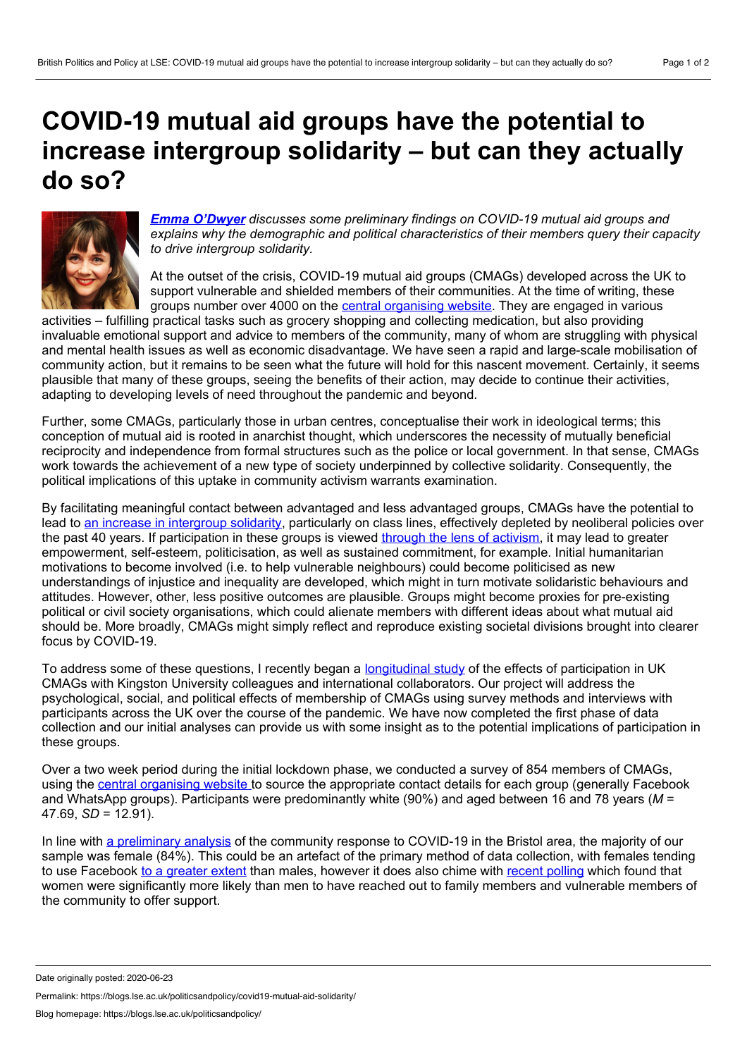# COVID-19 mutual aid groups have the potential to increase intergroup solidarity – but can they actually do so?

***Emma O'Dwyer*** *discusses some preliminary findings on COVID-19 mutual aid groups and explains why the demographic and political characteristics of their members query their capacity to drive intergroup solidarity.*

At the outset of the crisis, COVID-19 mutual aid groups (CMAGs) developed across the UK to support vulnerable and shielded members of their communities. At the time of writing, these groups number over 4000 on the central organising website. They are engaged in various activities – fulfilling practical tasks such as grocery shopping and collecting medication, but also providing invaluable emotional support and advice to members of the community, many of whom are struggling with physical and mental health issues as well as economic disadvantage. We have seen a rapid and large-scale mobilisation of community action, but it remains to be seen what the future will hold for this nascent movement. Certainly, it seems plausible that many of these groups, seeing the benefits of their action, may decide to continue their activities, adapting to developing levels of need throughout the pandemic and beyond.

Further, some CMAGs, particularly those in urban centres, conceptualise their work in ideological terms; this conception of mutual aid is rooted in anarchist thought, which underscores the necessity of mutually beneficial reciprocity and independence from formal structures such as the police or local government. In that sense, CMAGs work towards the achievement of a new type of society underpinned by collective solidarity. Consequently, the political implications of this uptake in community activism warrants examination.

By facilitating meaningful contact between advantaged and less advantaged groups, CMAGs have the potential to lead to an increase in intergroup solidarity, particularly on class lines, effectively depleted by neoliberal policies over the past 40 years. If participation in these groups is viewed through the lens of activism, it may lead to greater empowerment, self-esteem, politicisation, as well as sustained commitment, for example. Initial humanitarian motivations to become involved (i.e. to help vulnerable neighbours) could become politicised as new understandings of injustice and inequality are developed, which might in turn motivate solidaristic behaviours and attitudes. However, other, less positive outcomes are plausible. Groups might become proxies for pre-existing political or civil society organisations, which could alienate members with different ideas about what mutual aid should be. More broadly, CMAGs might simply reflect and reproduce existing societal divisions brought into clearer focus by COVID-19.

To address some of these questions, I recently began a longitudinal study of the effects of participation in UK CMAGs with Kingston University colleagues and international collaborators. Our project will address the psychological, social, and political effects of membership of CMAGs using survey methods and interviews with participants across the UK over the course of the pandemic. We have now completed the first phase of data collection and our initial analyses can provide us with some insight as to the potential implications of participation in these groups.

Over a two week period during the initial lockdown phase, we conducted a survey of 854 members of CMAGs, using the central organising website to source the appropriate contact details for each group (generally Facebook and WhatsApp groups). Participants were predominantly white (90%) and aged between 16 and 78 years ($M$ = 47.69, $SD$ = 12.91).

In line with a preliminary analysis of the community response to COVID-19 in the Bristol area, the majority of our sample was female (84%). This could be an artefact of the primary method of data collection, with females tending to use Facebook to a greater extent than males, however it does also chime with recent polling which found that women were significantly more likely than men to have reached out to family members and vulnerable members of the community to offer support.

Date originally posted: 2020-06-23

Permalink: https://blogs.lse.ac.uk/politicsandpolicy/covid19-mutual-aid-solidarity/

Blog homepage: https://blogs.lse.ac.uk/politicsandpolicy/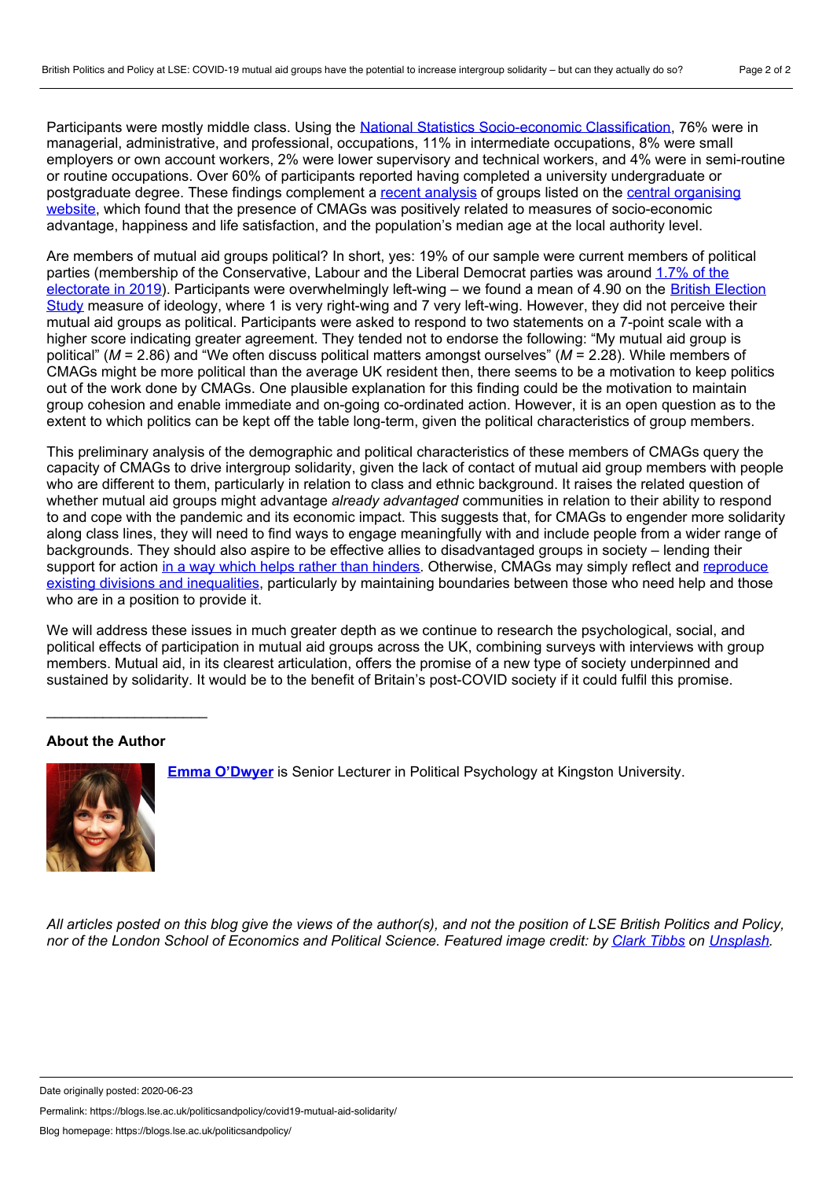Participants were mostly middle class. Using the National Statistics Socio-economic Classification, 76% were in managerial, administrative, and professional, occupations, 11% in intermediate occupations, 8% were small employers or own account workers, 2% were lower supervisory and technical workers, and 4% were in semi-routine or routine occupations. Over 60% of participants reported having completed a university undergraduate or postgraduate degree. These findings complement a recent analysis of groups listed on the central organising website, which found that the presence of CMAGs was positively related to measures of socio-economic advantage, happiness and life satisfaction, and the population's median age at the local authority level.

Are members of mutual aid groups political? In short, yes: 19% of our sample were current members of political parties (membership of the Conservative, Labour and the Liberal Democrat parties was around 1.7% of the electorate in 2019). Participants were overwhelmingly left-wing – we found a mean of 4.90 on the British Election Study measure of ideology, where 1 is very right-wing and 7 very left-wing. However, they did not perceive their mutual aid groups as political. Participants were asked to respond to two statements on a 7-point scale with a higher score indicating greater agreement. They tended not to endorse the following: "My mutual aid group is political" ($M$ = 2.86) and "We often discuss political matters amongst ourselves" ($M$ = 2.28). While members of CMAGs might be more political than the average UK resident then, there seems to be a motivation to keep politics out of the work done by CMAGs. One plausible explanation for this finding could be the motivation to maintain group cohesion and enable immediate and on-going co-ordinated action. However, it is an open question as to the extent to which politics can be kept off the table long-term, given the political characteristics of group members.

This preliminary analysis of the demographic and political characteristics of these members of CMAGs query the capacity of CMAGs to drive intergroup solidarity, given the lack of contact of mutual aid group members with people who are different to them, particularly in relation to class and ethnic background. It raises the related question of whether mutual aid groups might advantage *already advantaged* communities in relation to their ability to respond to and cope with the pandemic and its economic impact. This suggests that, for CMAGs to engender more solidarity along class lines, they will need to find ways to engage meaningfully with and include people from a wider range of backgrounds. They should also aspire to be effective allies to disadvantaged groups in society – lending their support for action in a way which helps rather than hinders. Otherwise, CMAGs may simply reflect and reproduce existing divisions and inequalities, particularly by maintaining boundaries between those who need help and those who are in a position to provide it.

We will address these issues in much greater depth as we continue to research the psychological, social, and political effects of participation in mutual aid groups across the UK, combining surveys with interviews with group members. Mutual aid, in its clearest articulation, offers the promise of a new type of society underpinned and sustained by solidarity. It would be to the benefit of Britain's post-COVID society if it could fulfil this promise.

____________________

**About the Author**

**Emma O'Dwyer** is Senior Lecturer in Political Psychology at Kingston University.

*All articles posted on this blog give the views of the author(s), and not the position of LSE British Politics and Policy, nor of the London School of Economics and Political Science. Featured image credit: by Clark Tibbs on Unsplash.*

Date originally posted: 2020-06-23

Permalink: https://blogs.lse.ac.uk/politicsandpolicy/covid19-mutual-aid-solidarity/

Blog homepage: https://blogs.lse.ac.uk/politicsandpolicy/